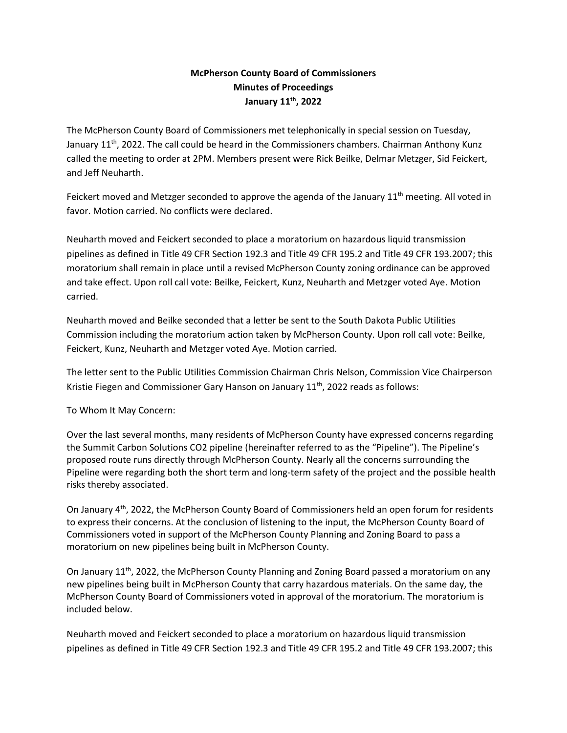# McPherson County Board of Commissioners
## Minutes of Proceedings
## January 11th, 2022

The McPherson County Board of Commissioners met telephonically in special session on Tuesday, January 11th, 2022. The call could be heard in the Commissioners chambers. Chairman Anthony Kunz called the meeting to order at 2PM. Members present were Rick Beilke, Delmar Metzger, Sid Feickert, and Jeff Neuharth.

Feickert moved and Metzger seconded to approve the agenda of the January 11th meeting. All voted in favor. Motion carried. No conflicts were declared.

Neuharth moved and Feickert seconded to place a moratorium on hazardous liquid transmission pipelines as defined in Title 49 CFR Section 192.3 and Title 49 CFR 195.2 and Title 49 CFR 193.2007; this moratorium shall remain in place until a revised McPherson County zoning ordinance can be approved and take effect. Upon roll call vote: Beilke, Feickert, Kunz, Neuharth and Metzger voted Aye. Motion carried.

Neuharth moved and Beilke seconded that a letter be sent to the South Dakota Public Utilities Commission including the moratorium action taken by McPherson County. Upon roll call vote: Beilke, Feickert, Kunz, Neuharth and Metzger voted Aye. Motion carried.

The letter sent to the Public Utilities Commission Chairman Chris Nelson, Commission Vice Chairperson Kristie Fiegen and Commissioner Gary Hanson on January 11th, 2022 reads as follows:

To Whom It May Concern:

Over the last several months, many residents of McPherson County have expressed concerns regarding the Summit Carbon Solutions CO2 pipeline (hereinafter referred to as the "Pipeline"). The Pipeline's proposed route runs directly through McPherson County. Nearly all the concerns surrounding the Pipeline were regarding both the short term and long-term safety of the project and the possible health risks thereby associated.

On January 4th, 2022, the McPherson County Board of Commissioners held an open forum for residents to express their concerns. At the conclusion of listening to the input, the McPherson County Board of Commissioners voted in support of the McPherson County Planning and Zoning Board to pass a moratorium on new pipelines being built in McPherson County.

On January 11th, 2022, the McPherson County Planning and Zoning Board passed a moratorium on any new pipelines being built in McPherson County that carry hazardous materials. On the same day, the McPherson County Board of Commissioners voted in approval of the moratorium. The moratorium is included below.

Neuharth moved and Feickert seconded to place a moratorium on hazardous liquid transmission pipelines as defined in Title 49 CFR Section 192.3 and Title 49 CFR 195.2 and Title 49 CFR 193.2007; this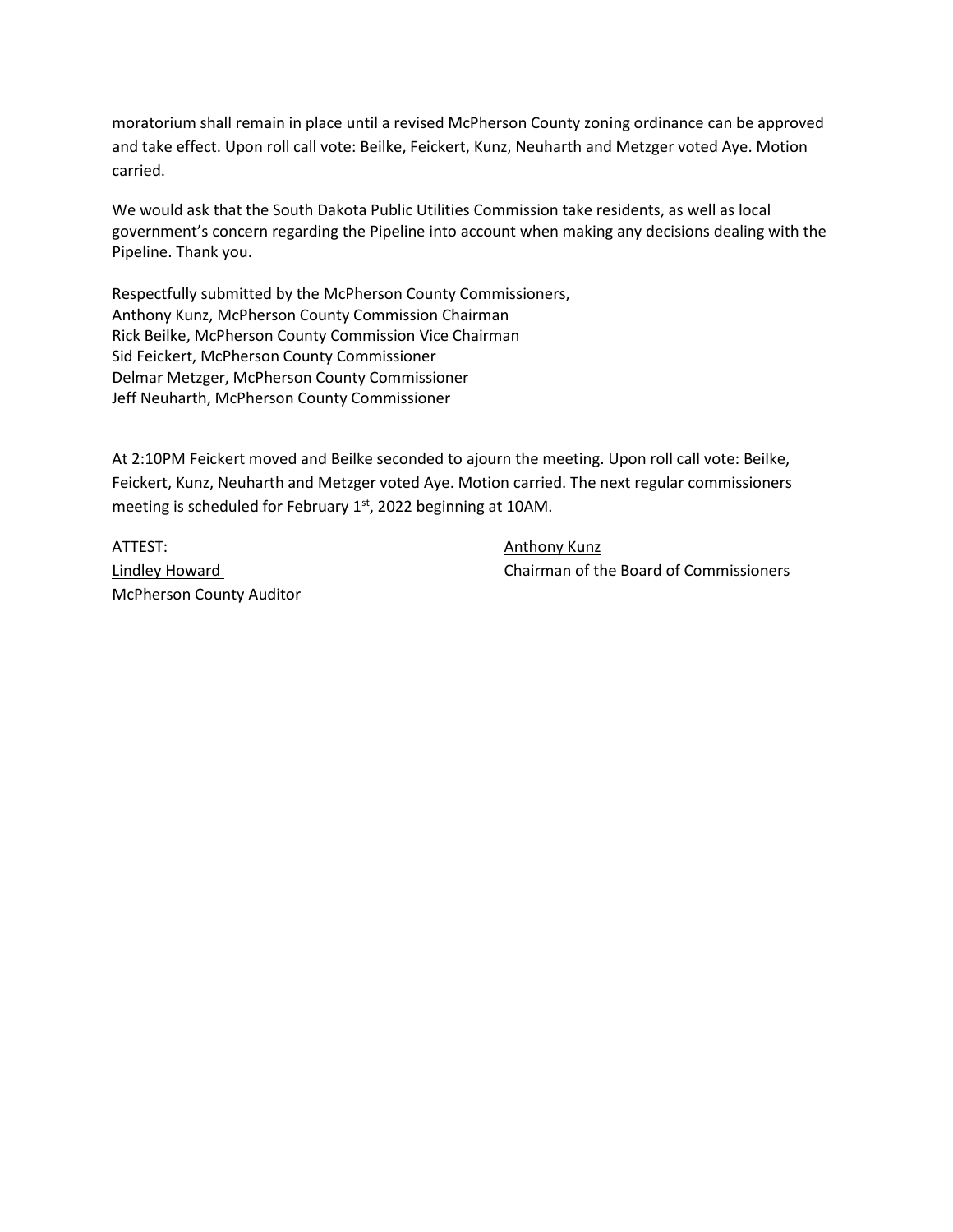moratorium shall remain in place until a revised McPherson County zoning ordinance can be approved and take effect. Upon roll call vote: Beilke, Feickert, Kunz, Neuharth and Metzger voted Aye. Motion carried.

We would ask that the South Dakota Public Utilities Commission take residents, as well as local government's concern regarding the Pipeline into account when making any decisions dealing with the Pipeline. Thank you.

Respectfully submitted by the McPherson County Commissioners,
Anthony Kunz, McPherson County Commission Chairman
Rick Beilke, McPherson County Commission Vice Chairman
Sid Feickert, McPherson County Commissioner
Delmar Metzger, McPherson County Commissioner
Jeff Neuharth, McPherson County Commissioner

At 2:10PM Feickert moved and Beilke seconded to ajourn the meeting. Upon roll call vote: Beilke, Feickert, Kunz, Neuharth and Metzger voted Aye. Motion carried. The next regular commissioners meeting is scheduled for February 1st, 2022 beginning at 10AM.

ATTEST:
Lindley Howard
McPherson County Auditor

Anthony Kunz
Chairman of the Board of Commissioners